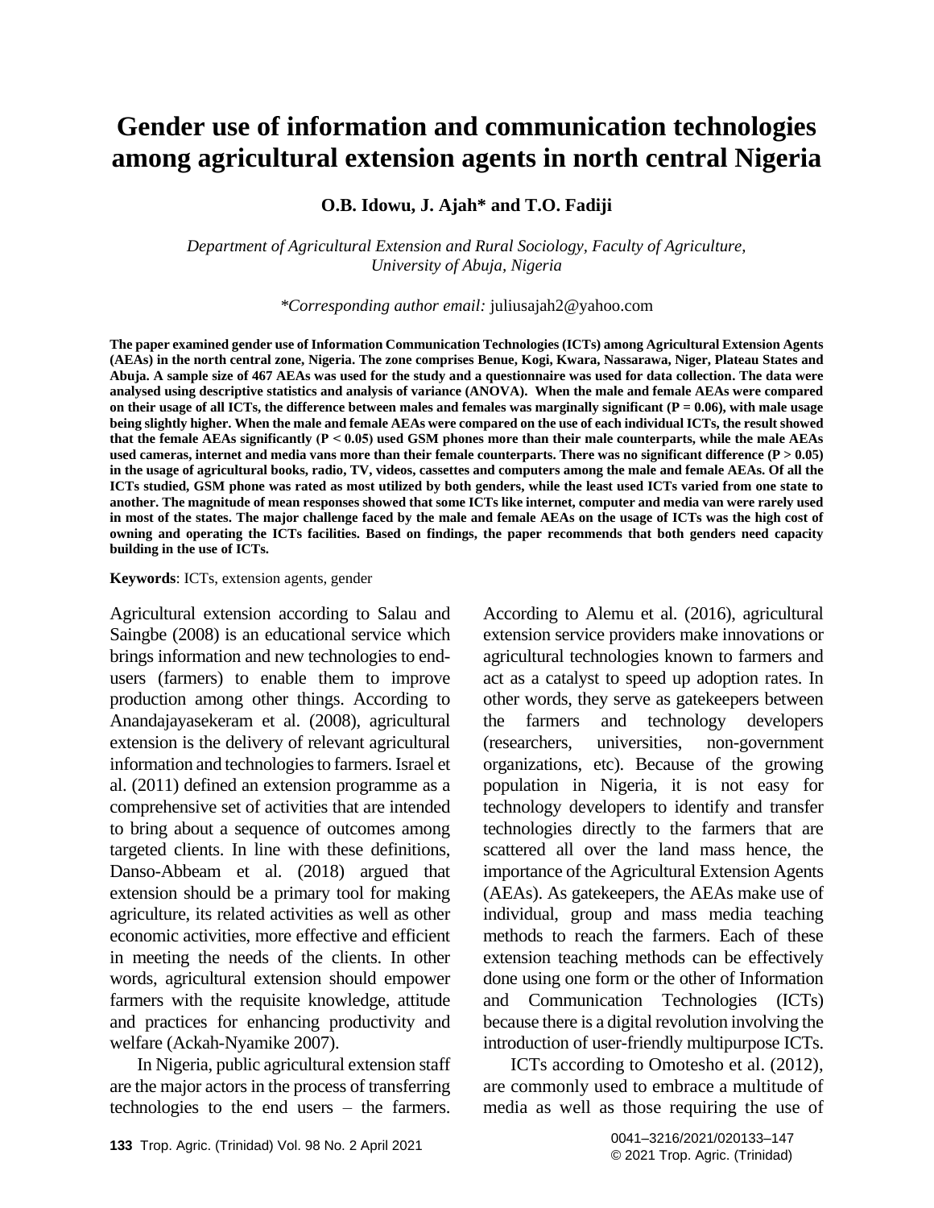# Gender use of information and communication technologies among agricultural extension agents in north central Nigeria

**O.B. Idowu, J. Ajah* and T.O. Fadiji**

*Department of Agricultural Extension and Rural Sociology, Faculty of Agriculture, University of Abuja, Nigeria*

*\*Corresponding author email:* juliusajah2@yahoo.com

**The paper examined gender use of Information Communication Technologies (ICTs) among Agricultural Extension Agents (AEAs) in the north central zone, Nigeria. The zone comprises Benue, Kogi, Kwara, Nassarawa, Niger, Plateau States and Abuja. A sample size of 467 AEAs was used for the study and a questionnaire was used for data collection. The data were analysed using descriptive statistics and analysis of variance (ANOVA). When the male and female AEAs were compared on their usage of all ICTs, the difference between males and females was marginally significant ($P = 0.06$), with male usage being slightly higher. When the male and female AEAs were compared on the use of each individual ICTs, the result showed that the female AEAs significantly ($P < 0.05$) used GSM phones more than their male counterparts, while the male AEAs used cameras, internet and media vans more than their female counterparts. There was no significant difference ($P > 0.05$) in the usage of agricultural books, radio, TV, videos, cassettes and computers among the male and female AEAs. Of all the ICTs studied, GSM phone was rated as most utilized by both genders, while the least used ICTs varied from one state to another. The magnitude of mean responses showed that some ICTs like internet, computer and media van were rarely used in most of the states. The major challenge faced by the male and female AEAs on the usage of ICTs was the high cost of owning and operating the ICTs facilities. Based on findings, the paper recommends that both genders need capacity building in the use of ICTs.**

**Keywords**: ICTs, extension agents, gender

Agricultural extension according to Salau and Saingbe (2008) is an educational service which brings information and new technologies to end-users (farmers) to enable them to improve production among other things. According to Anandajayasekeram et al. (2008), agricultural extension is the delivery of relevant agricultural information and technologies to farmers. Israel et al. (2011) defined an extension programme as a comprehensive set of activities that are intended to bring about a sequence of outcomes among targeted clients. In line with these definitions, Danso-Abbeam et al. (2018) argued that extension should be a primary tool for making agriculture, its related activities as well as other economic activities, more effective and efficient in meeting the needs of the clients. In other words, agricultural extension should empower farmers with the requisite knowledge, attitude and practices for enhancing productivity and welfare (Ackah-Nyamike 2007).

In Nigeria, public agricultural extension staff are the major actors in the process of transferring technologies to the end users – the farmers. According to Alemu et al. (2016), agricultural extension service providers make innovations or agricultural technologies known to farmers and act as a catalyst to speed up adoption rates. In other words, they serve as gatekeepers between the farmers and technology developers (researchers, universities, non-government organizations, etc). Because of the growing population in Nigeria, it is not easy for technology developers to identify and transfer technologies directly to the farmers that are scattered all over the land mass hence, the importance of the Agricultural Extension Agents (AEAs). As gatekeepers, the AEAs make use of individual, group and mass media teaching methods to reach the farmers. Each of these extension teaching methods can be effectively done using one form or the other of Information and Communication Technologies (ICTs) because there is a digital revolution involving the introduction of user-friendly multipurpose ICTs.

ICTs according to Omotesho et al. (2012), are commonly used to embrace a multitude of media as well as those requiring the use of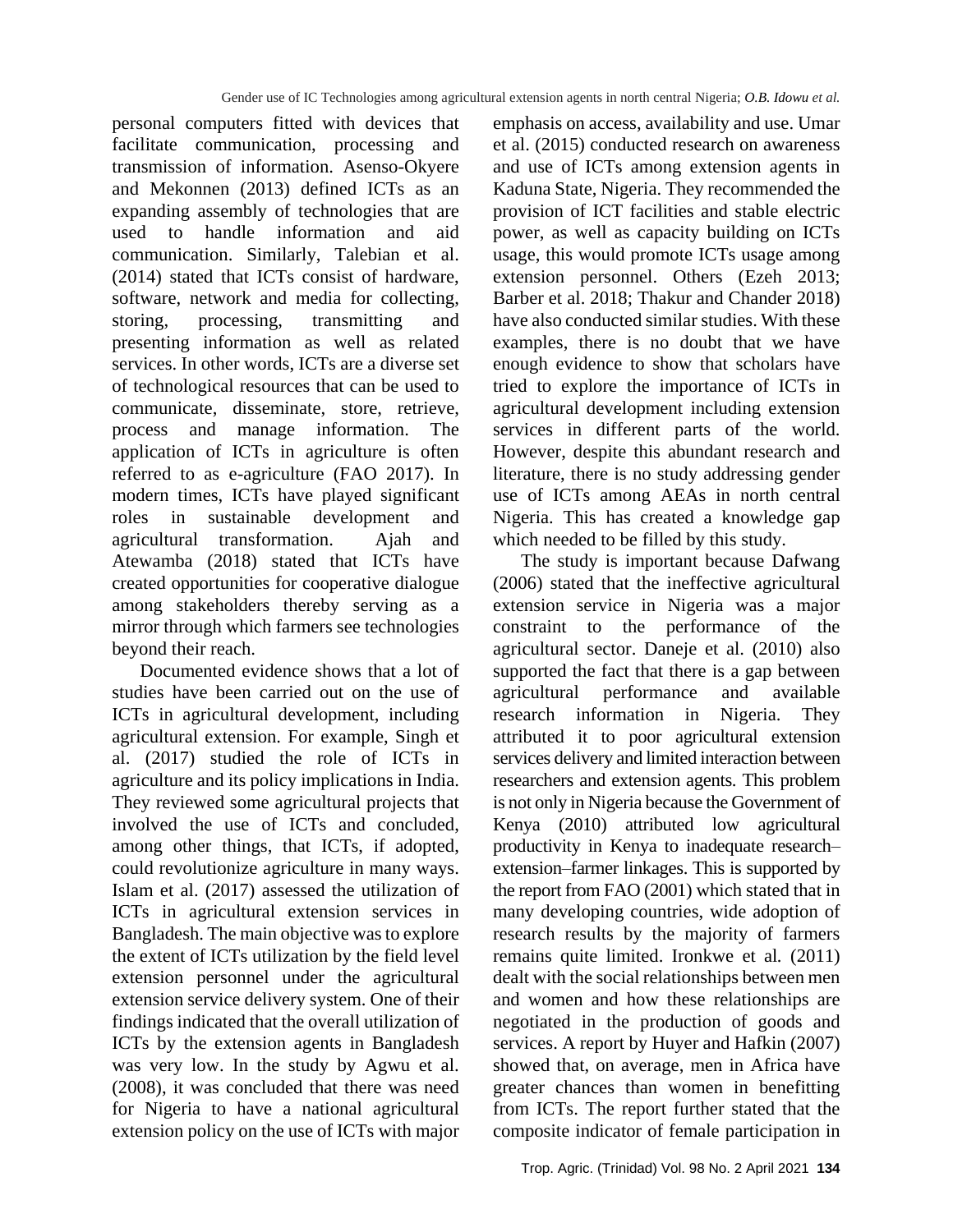personal computers fitted with devices that facilitate communication, processing and transmission of information. Asenso-Okyere and Mekonnen (2013) defined ICTs as an expanding assembly of technologies that are used to handle information and aid communication. Similarly, Talebian et al. (2014) stated that ICTs consist of hardware, software, network and media for collecting, storing, processing, transmitting and presenting information as well as related services. In other words, ICTs are a diverse set of technological resources that can be used to communicate, disseminate, store, retrieve, process and manage information. The application of ICTs in agriculture is often referred to as e-agriculture (FAO 2017). In modern times, ICTs have played significant roles in sustainable development and agricultural transformation. Ajah and Atewamba (2018) stated that ICTs have created opportunities for cooperative dialogue among stakeholders thereby serving as a mirror through which farmers see technologies beyond their reach.

Documented evidence shows that a lot of studies have been carried out on the use of ICTs in agricultural development, including agricultural extension. For example, Singh et al. (2017) studied the role of ICTs in agriculture and its policy implications in India. They reviewed some agricultural projects that involved the use of ICTs and concluded, among other things, that ICTs, if adopted, could revolutionize agriculture in many ways. Islam et al. (2017) assessed the utilization of ICTs in agricultural extension services in Bangladesh. The main objective was to explore the extent of ICTs utilization by the field level extension personnel under the agricultural extension service delivery system. One of their findings indicated that the overall utilization of ICTs by the extension agents in Bangladesh was very low. In the study by Agwu et al. (2008), it was concluded that there was need for Nigeria to have a national agricultural extension policy on the use of ICTs with major emphasis on access, availability and use. Umar et al. (2015) conducted research on awareness and use of ICTs among extension agents in Kaduna State, Nigeria. They recommended the provision of ICT facilities and stable electric power, as well as capacity building on ICTs usage, this would promote ICTs usage among extension personnel. Others (Ezeh 2013; Barber et al. 2018; Thakur and Chander 2018) have also conducted similar studies. With these examples, there is no doubt that we have enough evidence to show that scholars have tried to explore the importance of ICTs in agricultural development including extension services in different parts of the world. However, despite this abundant research and literature, there is no study addressing gender use of ICTs among AEAs in north central Nigeria. This has created a knowledge gap which needed to be filled by this study.

The study is important because Dafwang (2006) stated that the ineffective agricultural extension service in Nigeria was a major constraint to the performance of the agricultural sector. Daneje et al. (2010) also supported the fact that there is a gap between agricultural performance and available research information in Nigeria. They attributed it to poor agricultural extension services delivery and limited interaction between researchers and extension agents. This problem is not only in Nigeria because the Government of Kenya (2010) attributed low agricultural productivity in Kenya to inadequate research–extension–farmer linkages. This is supported by the report from FAO (2001) which stated that in many developing countries, wide adoption of research results by the majority of farmers remains quite limited. Ironkwe et al. (2011) dealt with the social relationships between men and women and how these relationships are negotiated in the production of goods and services. A report by Huyer and Hafkin (2007) showed that, on average, men in Africa have greater chances than women in benefitting from ICTs. The report further stated that the composite indicator of female participation in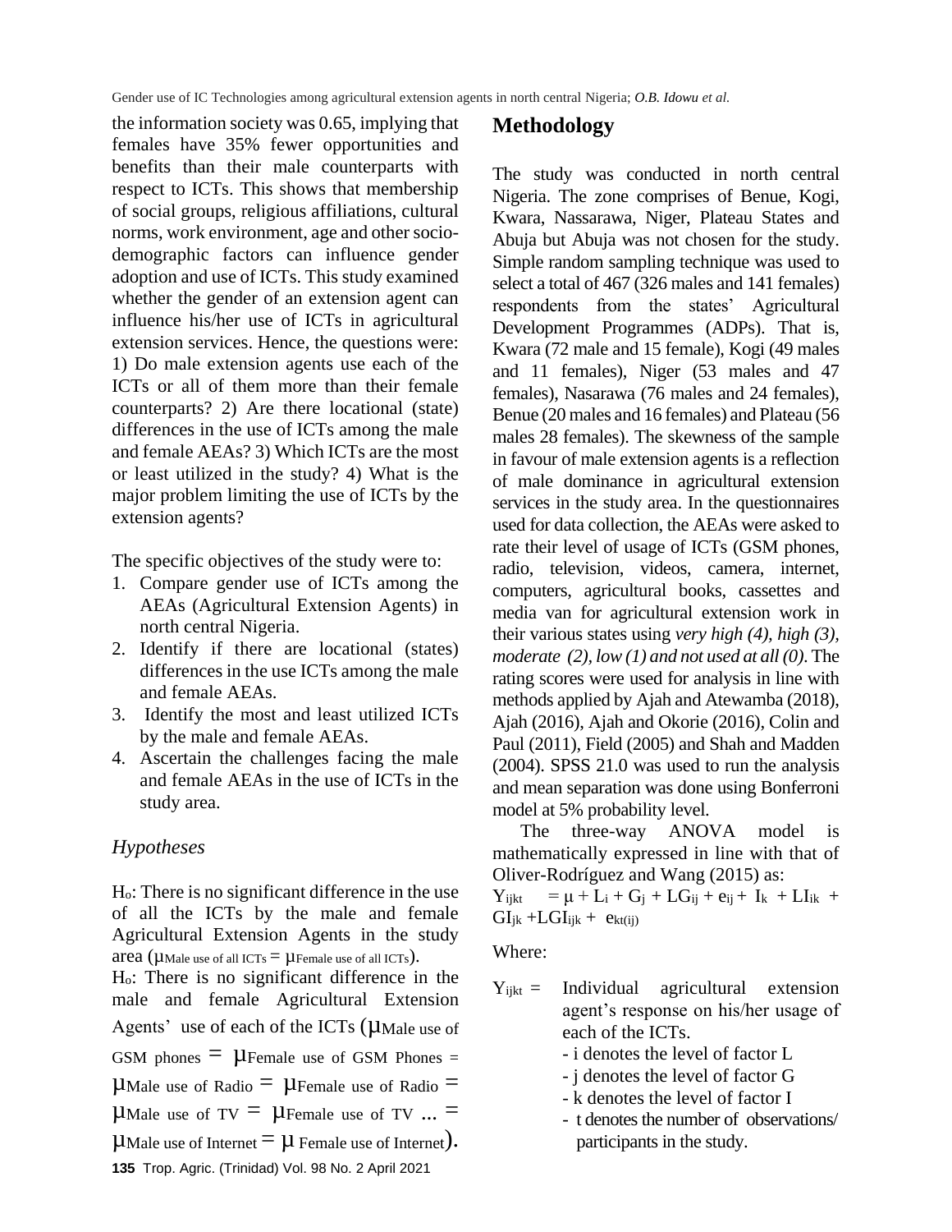the information society was 0.65, implying that females have 35% fewer opportunities and benefits than their male counterparts with respect to ICTs. This shows that membership of social groups, religious affiliations, cultural norms, work environment, age and other socio-demographic factors can influence gender adoption and use of ICTs. This study examined whether the gender of an extension agent can influence his/her use of ICTs in agricultural extension services. Hence, the questions were: 1) Do male extension agents use each of the ICTs or all of them more than their female counterparts? 2) Are there locational (state) differences in the use of ICTs among the male and female AEAs? 3) Which ICTs are the most or least utilized in the study? 4) What is the major problem limiting the use of ICTs by the extension agents?

The specific objectives of the study were to:

1. Compare gender use of ICTs among the AEAs (Agricultural Extension Agents) in north central Nigeria.
2. Identify if there are locational (states) differences in the use ICTs among the male and female AEAs.
3. Identify the most and least utilized ICTs by the male and female AEAs.
4. Ascertain the challenges facing the male and female AEAs in the use of ICTs in the study area.

### *Hypotheses*

$H_o$: There is no significant difference in the use of all the ICTs by the male and female Agricultural Extension Agents in the study area ($\mu_{\text{Male use of all ICTs}} = \mu_{\text{Female use of all ICTs}}$).

$H_o$: There is no significant difference in the male and female Agricultural Extension Agents' use of each of the ICTs ($\mu_{\text{Male use of GSM phones}} = \mu_{\text{Female use of GSM Phones}} = \mu_{\text{Male use of Radio}} = \mu_{\text{Female use of Radio}} = \mu_{\text{Male use of TV}} = \mu_{\text{Female use of TV}} \ldots = \mu_{\text{Male use of Internet}} = \mu_{\text{Female use of Internet}}$).

## Methodology

The study was conducted in north central Nigeria. The zone comprises of Benue, Kogi, Kwara, Nassarawa, Niger, Plateau States and Abuja but Abuja was not chosen for the study. Simple random sampling technique was used to select a total of 467 (326 males and 141 females) respondents from the states' Agricultural Development Programmes (ADPs). That is, Kwara (72 male and 15 female), Kogi (49 males and 11 females), Niger (53 males and 47 females), Nasarawa (76 males and 24 females), Benue (20 males and 16 females) and Plateau (56 males 28 females). The skewness of the sample in favour of male extension agents is a reflection of male dominance in agricultural extension services in the study area. In the questionnaires used for data collection, the AEAs were asked to rate their level of usage of ICTs (GSM phones, radio, television, videos, camera, internet, computers, agricultural books, cassettes and media van for agricultural extension work in their various states using *very high (4), high (3), moderate (2), low (1) and not used at all (0).* The rating scores were used for analysis in line with methods applied by Ajah and Atewamba (2018), Ajah (2016), Ajah and Okorie (2016), Colin and Paul (2011), Field (2005) and Shah and Madden (2004). SPSS 21.0 was used to run the analysis and mean separation was done using Bonferroni model at 5% probability level.

The three-way ANOVA model is mathematically expressed in line with that of Oliver-Rodríguez and Wang (2015) as:

$$Y_{ijkt} = \mu + L_i + G_j + LG_{ij} + e_{ij} + I_k + LI_{ik} + GI_{jk} + LGI_{ijk} + e_{kt(ij)}$$

Where:

$Y_{ijkt}$ = Individual agricultural extension agent's response on his/her usage of each of the ICTs.

- i denotes the level of factor L
- j denotes the level of factor G
- k denotes the level of factor I
- t denotes the number of observations/ participants in the study.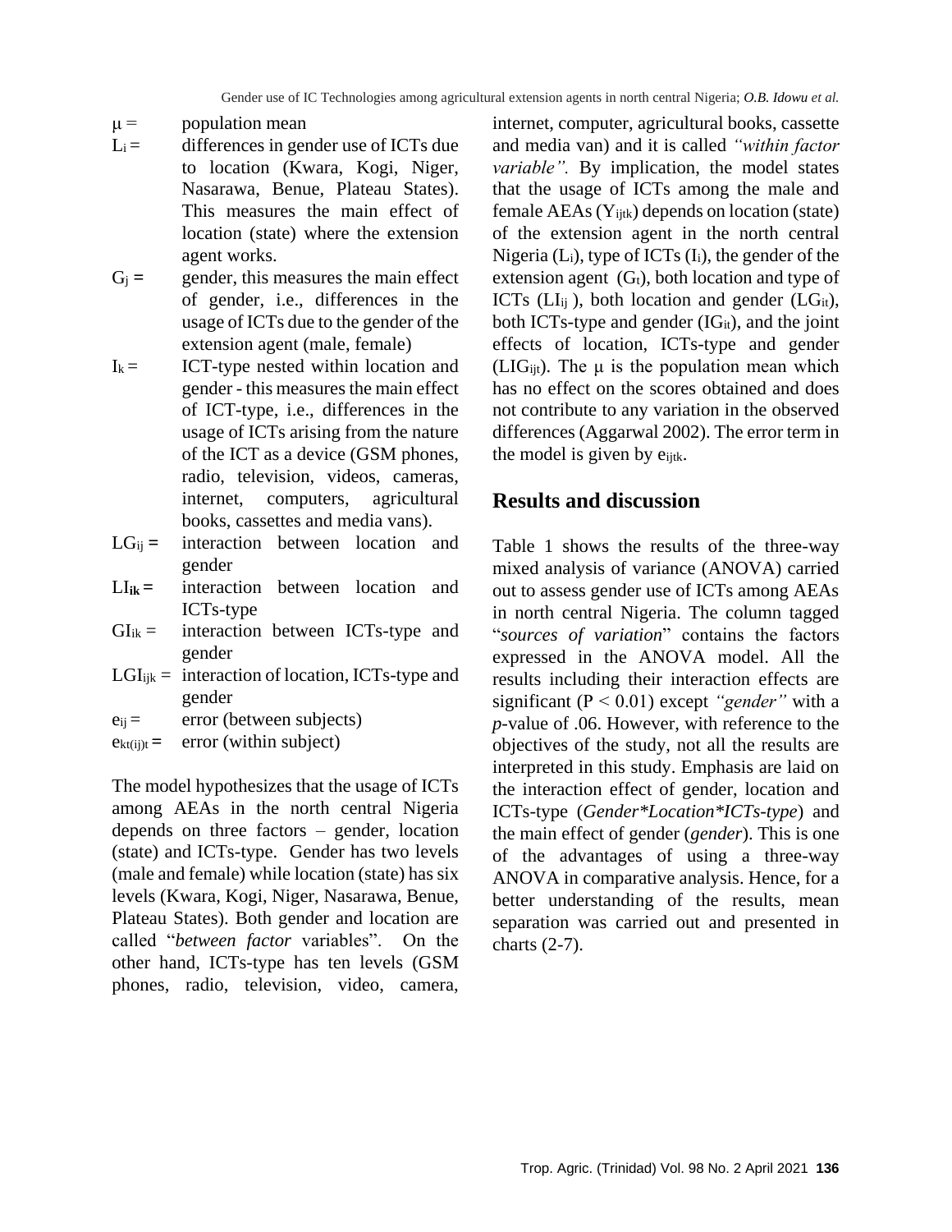$\mu$ = population mean

$L_i$ = differences in gender use of ICTs due to location (Kwara, Kogi, Niger, Nasarawa, Benue, Plateau States). This measures the main effect of location (state) where the extension agent works.

$G_j$ = gender, this measures the main effect of gender, i.e., differences in the usage of ICTs due to the gender of the extension agent (male, female)

$I_k$ = ICT-type nested within location and gender - this measures the main effect of ICT-type, i.e., differences in the usage of ICTs arising from the nature of the ICT as a device (GSM phones, radio, television, videos, cameras, internet, computers, agricultural books, cassettes and media vans).

$LG_{ij}$ = interaction between location and gender

$LI_{\mathbf{ik}}$ = interaction between location and ICTs-type

$GI_{ik}$ = interaction between ICTs-type and gender

$LGI_{ijk}$ = interaction of location, ICTs-type and gender

$e_{ij}$ = error (between subjects)

$e_{kt(ij)t}$ = error (within subject)

The model hypothesizes that the usage of ICTs among AEAs in the north central Nigeria depends on three factors – gender, location (state) and ICTs-type. Gender has two levels (male and female) while location (state) has six levels (Kwara, Kogi, Niger, Nasarawa, Benue, Plateau States). Both gender and location are called "*between factor* variables". On the other hand, ICTs-type has ten levels (GSM phones, radio, television, video, camera, internet, computer, agricultural books, cassette and media van) and it is called *"within factor variable"*. By implication, the model states that the usage of ICTs among the male and female AEAs ($Y_{ijtk}$) depends on location (state) of the extension agent in the north central Nigeria ($L_i$), type of ICTs ($I_i$), the gender of the extension agent ($G_t$), both location and type of ICTs ($LI_{ij}$), both location and gender ($LG_{it}$), both ICTs-type and gender ($IG_{it}$), and the joint effects of location, ICTs-type and gender ($LIG_{ijt}$). The $\mu$ is the population mean which has no effect on the scores obtained and does not contribute to any variation in the observed differences (Aggarwal 2002). The error term in the model is given by $e_{ijtk}$.

## Results and discussion

Table 1 shows the results of the three-way mixed analysis of variance (ANOVA) carried out to assess gender use of ICTs among AEAs in north central Nigeria. The column tagged "*sources of variation*" contains the factors expressed in the ANOVA model. All the results including their interaction effects are significant ($P < 0.01$) except *"gender"* with a *p*-value of .06. However, with reference to the objectives of the study, not all the results are interpreted in this study. Emphasis are laid on the interaction effect of gender, location and ICTs-type (*Gender*Location*ICTs-type*) and the main effect of gender (*gender*). This is one of the advantages of using a three-way ANOVA in comparative analysis. Hence, for a better understanding of the results, mean separation was carried out and presented in charts (2-7).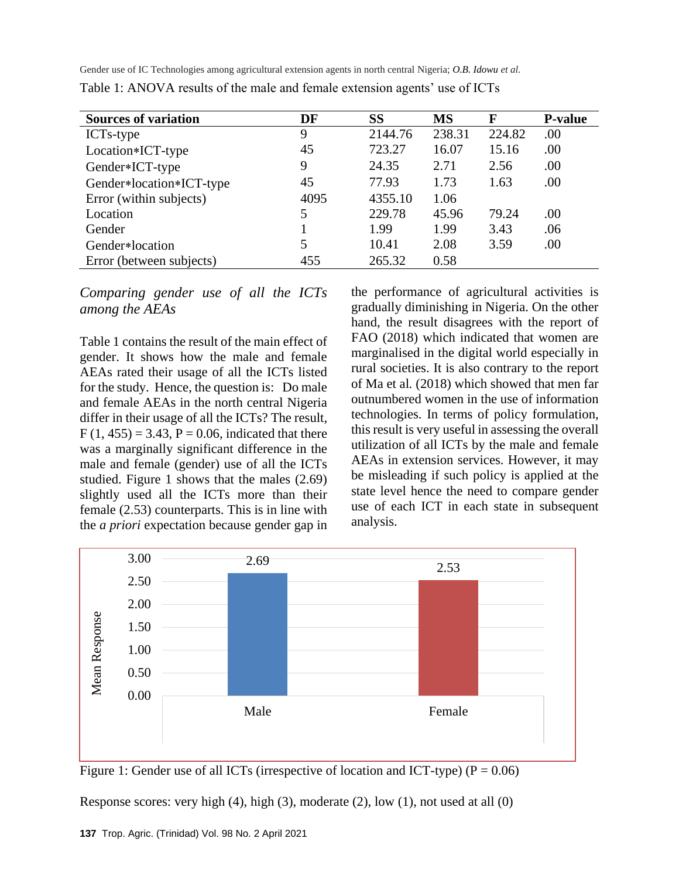Table 1: ANOVA results of the male and female extension agents' use of ICTs

| Sources of variation | DF | SS | MS | F | P-value |
|---|---|---|---|---|---|
| ICTs-type | 9 | 2144.76 | 238.31 | 224.82 | .00 |
| Location*ICT-type | 45 | 723.27 | 16.07 | 15.16 | .00 |
| Gender*ICT-type | 9 | 24.35 | 2.71 | 2.56 | .00 |
| Gender*location*ICT-type | 45 | 77.93 | 1.73 | 1.63 | .00 |
| Error (within subjects) | 4095 | 4355.10 | 1.06 | | |
| Location | 5 | 229.78 | 45.96 | 79.24 | .00 |
| Gender | 1 | 1.99 | 1.99 | 3.43 | .06 |
| Gender*location | 5 | 10.41 | 2.08 | 3.59 | .00 |
| Error (between subjects) | 455 | 265.32 | 0.58 | | |

### *Comparing gender use of all the ICTs among the AEAs*

Table 1 contains the result of the main effect of gender. It shows how the male and female AEAs rated their usage of all the ICTs listed for the study. Hence, the question is: Do male and female AEAs in the north central Nigeria differ in their usage of all the ICTs? The result, $F(1, 455) = 3.43$, $P = 0.06$, indicated that there was a marginally significant difference in the male and female (gender) use of all the ICTs studied. Figure 1 shows that the males (2.69) slightly used all the ICTs more than their female (2.53) counterparts. This is in line with the *a priori* expectation because gender gap in the performance of agricultural activities is gradually diminishing in Nigeria. On the other hand, the result disagrees with the report of FAO (2018) which indicated that women are marginalised in the digital world especially in rural societies. It is also contrary to the report of Ma et al. (2018) which showed that men far outnumbered women in the use of information technologies. In terms of policy formulation, this result is very useful in assessing the overall utilization of all ICTs by the male and female AEAs in extension services. However, it may be misleading if such policy is applied at the state level hence the need to compare gender use of each ICT in each state in subsequent analysis.

| | Male | Female |
|---|---|---|
| Mean Response | 2.69 | 2.53 |

Figure 1: Gender use of all ICTs (irrespective of location and ICT-type) ($P = 0.06$)

Response scores: very high (4), high (3), moderate (2), low (1), not used at all (0)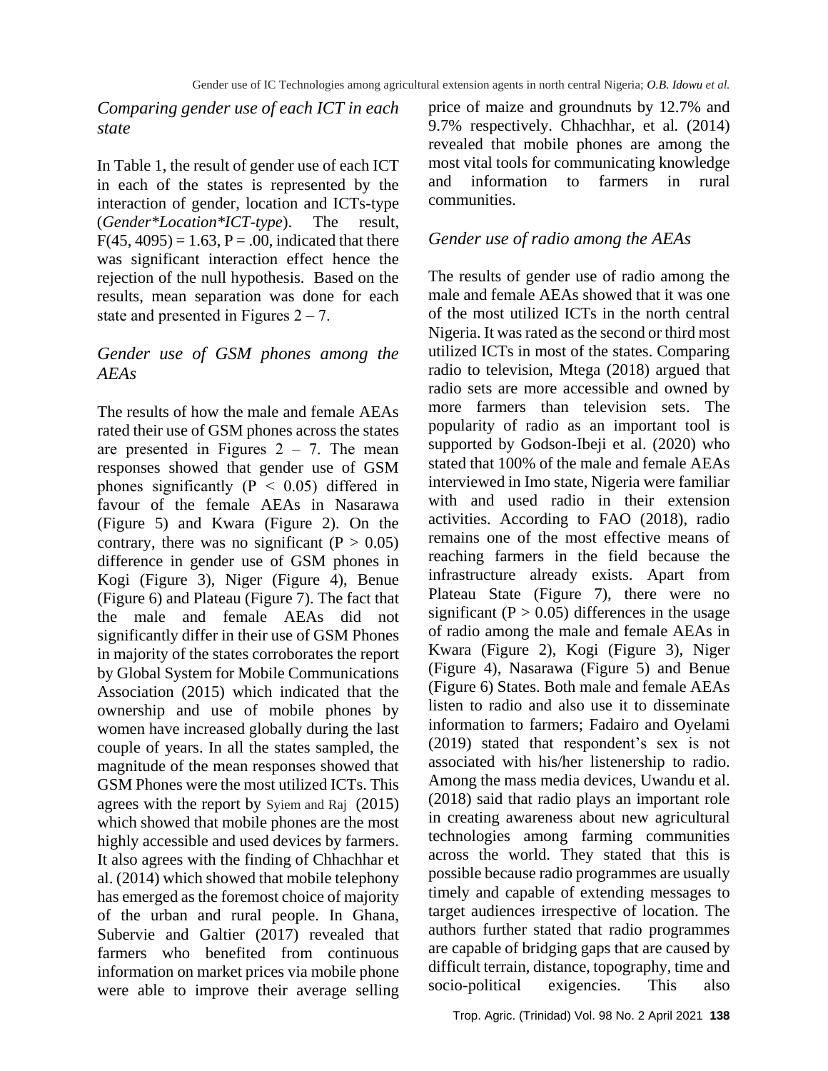### *Comparing gender use of each ICT in each state*

In Table 1, the result of gender use of each ICT in each of the states is represented by the interaction of gender, location and ICTs-type (*Gender*Location*ICT-type*). The result, $F(45, 4095) = 1.63$, $P = .00$, indicated that there was significant interaction effect hence the rejection of the null hypothesis. Based on the results, mean separation was done for each state and presented in Figures 2 – 7.

### *Gender use of GSM phones among the AEAs*

The results of how the male and female AEAs rated their use of GSM phones across the states are presented in Figures 2 – 7. The mean responses showed that gender use of GSM phones significantly ($P < 0.05$) differed in favour of the female AEAs in Nasarawa (Figure 5) and Kwara (Figure 2). On the contrary, there was no significant ($P > 0.05$) difference in gender use of GSM phones in Kogi (Figure 3), Niger (Figure 4), Benue (Figure 6) and Plateau (Figure 7). The fact that the male and female AEAs did not significantly differ in their use of GSM Phones in majority of the states corroborates the report by Global System for Mobile Communications Association (2015) which indicated that the ownership and use of mobile phones by women have increased globally during the last couple of years. In all the states sampled, the magnitude of the mean responses showed that GSM Phones were the most utilized ICTs. This agrees with the report by Syiem and Raj (2015) which showed that mobile phones are the most highly accessible and used devices by farmers. It also agrees with the finding of Chhachhar et al. (2014) which showed that mobile telephony has emerged as the foremost choice of majority of the urban and rural people. In Ghana, Subervie and Galtier (2017) revealed that farmers who benefited from continuous information on market prices via mobile phone were able to improve their average selling price of maize and groundnuts by 12.7% and 9.7% respectively. Chhachhar, et al. (2014) revealed that mobile phones are among the most vital tools for communicating knowledge and information to farmers in rural communities.

### *Gender use of radio among the AEAs*

The results of gender use of radio among the male and female AEAs showed that it was one of the most utilized ICTs in the north central Nigeria. It was rated as the second or third most utilized ICTs in most of the states. Comparing radio to television, Mtega (2018) argued that radio sets are more accessible and owned by more farmers than television sets. The popularity of radio as an important tool is supported by Godson-Ibeji et al. (2020) who stated that 100% of the male and female AEAs interviewed in Imo state, Nigeria were familiar with and used radio in their extension activities. According to FAO (2018), radio remains one of the most effective means of reaching farmers in the field because the infrastructure already exists. Apart from Plateau State (Figure 7), there were no significant ($P > 0.05$) differences in the usage of radio among the male and female AEAs in Kwara (Figure 2), Kogi (Figure 3), Niger (Figure 4), Nasarawa (Figure 5) and Benue (Figure 6) States. Both male and female AEAs listen to radio and also use it to disseminate information to farmers; Fadairo and Oyelami (2019) stated that respondent's sex is not associated with his/her listenership to radio. Among the mass media devices, Uwandu et al. (2018) said that radio plays an important role in creating awareness about new agricultural technologies among farming communities across the world. They stated that this is possible because radio programmes are usually timely and capable of extending messages to target audiences irrespective of location. The authors further stated that radio programmes are capable of bridging gaps that are caused by difficult terrain, distance, topography, time and socio-political exigencies. This also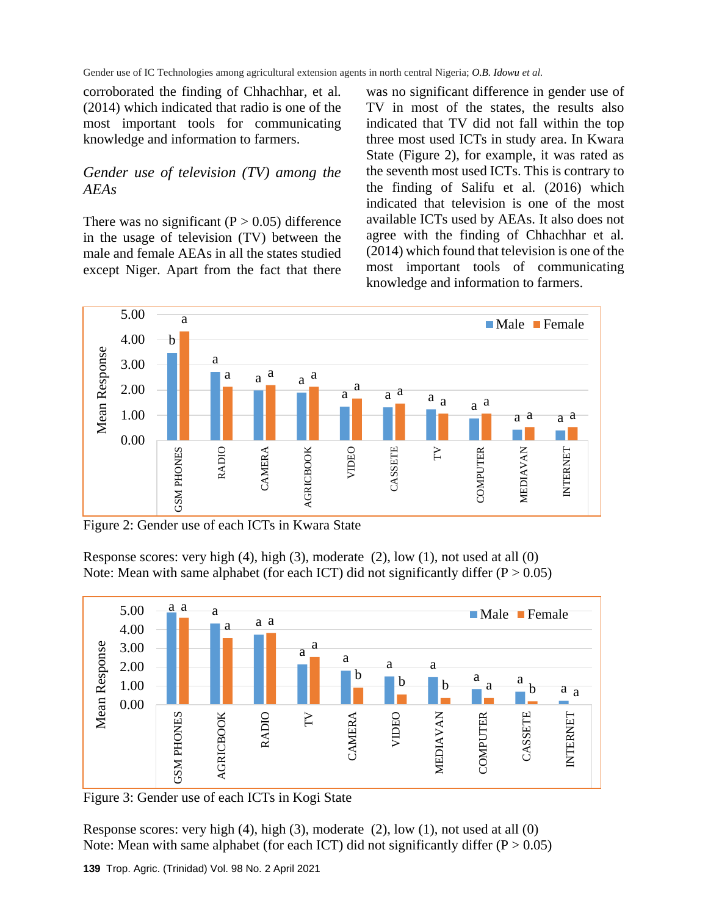corroborated the finding of Chhachhar, et al. (2014) which indicated that radio is one of the most important tools for communicating knowledge and information to farmers.

### *Gender use of television (TV) among the AEAs*

There was no significant (P > 0.05) difference in the usage of television (TV) between the male and female AEAs in all the states studied except Niger. Apart from the fact that there was no significant difference in gender use of TV in most of the states, the results also indicated that TV did not fall within the top three most used ICTs in study area. In Kwara State (Figure 2), for example, it was rated as the seventh most used ICTs. This is contrary to the finding of Salifu et al. (2016) which indicated that television is one of the most available ICTs used by AEAs. It also does not agree with the finding of Chhachhar et al. (2014) which found that television is one of the most important tools of communicating knowledge and information to farmers.

Figure 2: Gender use of each ICTs in Kwara State

Response scores: very high (4), high (3), moderate (2), low (1), not used at all (0)
Note: Mean with same alphabet (for each ICT) did not significantly differ (P > 0.05)

Figure 3: Gender use of each ICTs in Kogi State

Response scores: very high (4), high (3), moderate (2), low (1), not used at all (0)
Note: Mean with same alphabet (for each ICT) did not significantly differ (P > 0.05)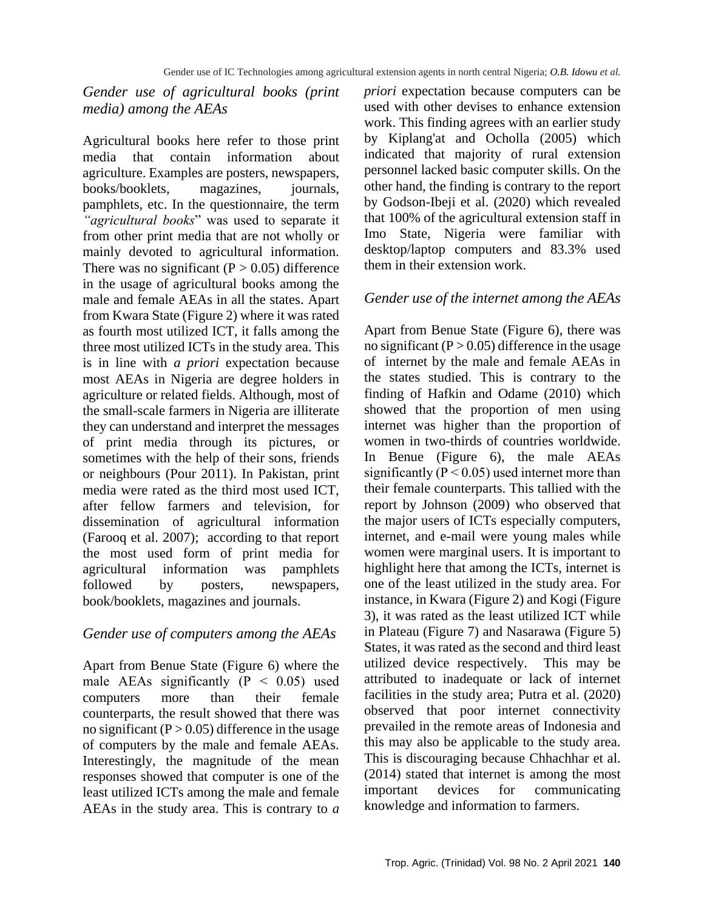### *Gender use of agricultural books (print media) among the AEAs*

Agricultural books here refer to those print media that contain information about agriculture. Examples are posters, newspapers, books/booklets, magazines, journals, pamphlets, etc. In the questionnaire, the term *"agricultural books*" was used to separate it from other print media that are not wholly or mainly devoted to agricultural information. There was no significant ($P > 0.05$) difference in the usage of agricultural books among the male and female AEAs in all the states. Apart from Kwara State (Figure 2) where it was rated as fourth most utilized ICT, it falls among the three most utilized ICTs in the study area. This is in line with *a priori* expectation because most AEAs in Nigeria are degree holders in agriculture or related fields. Although, most of the small-scale farmers in Nigeria are illiterate they can understand and interpret the messages of print media through its pictures, or sometimes with the help of their sons, friends or neighbours (Pour 2011). In Pakistan, print media were rated as the third most used ICT, after fellow farmers and television, for dissemination of agricultural information (Farooq et al. 2007); according to that report the most used form of print media for agricultural information was pamphlets followed by posters, newspapers, book/booklets, magazines and journals.

### *Gender use of computers among the AEAs*

Apart from Benue State (Figure 6) where the male AEAs significantly ($P < 0.05$) used computers more than their female counterparts, the result showed that there was no significant ($P > 0.05$) difference in the usage of computers by the male and female AEAs. Interestingly, the magnitude of the mean responses showed that computer is one of the least utilized ICTs among the male and female AEAs in the study area. This is contrary to *a priori* expectation because computers can be used with other devises to enhance extension work. This finding agrees with an earlier study by Kiplang'at and Ocholla (2005) which indicated that majority of rural extension personnel lacked basic computer skills. On the other hand, the finding is contrary to the report by Godson-Ibeji et al. (2020) which revealed that 100% of the agricultural extension staff in Imo State, Nigeria were familiar with desktop/laptop computers and 83.3% used them in their extension work.

### *Gender use of the internet among the AEAs*

Apart from Benue State (Figure 6), there was no significant ($P > 0.05$) difference in the usage of internet by the male and female AEAs in the states studied. This is contrary to the finding of Hafkin and Odame (2010) which showed that the proportion of men using internet was higher than the proportion of women in two-thirds of countries worldwide. In Benue (Figure 6), the male AEAs significantly ($P < 0.05$) used internet more than their female counterparts. This tallied with the report by Johnson (2009) who observed that the major users of ICTs especially computers, internet, and e-mail were young males while women were marginal users. It is important to highlight here that among the ICTs, internet is one of the least utilized in the study area. For instance, in Kwara (Figure 2) and Kogi (Figure 3), it was rated as the least utilized ICT while in Plateau (Figure 7) and Nasarawa (Figure 5) States, it was rated as the second and third least utilized device respectively. This may be attributed to inadequate or lack of internet facilities in the study area; Putra et al. (2020) observed that poor internet connectivity prevailed in the remote areas of Indonesia and this may also be applicable to the study area. This is discouraging because Chhachhar et al. (2014) stated that internet is among the most important devices for communicating knowledge and information to farmers.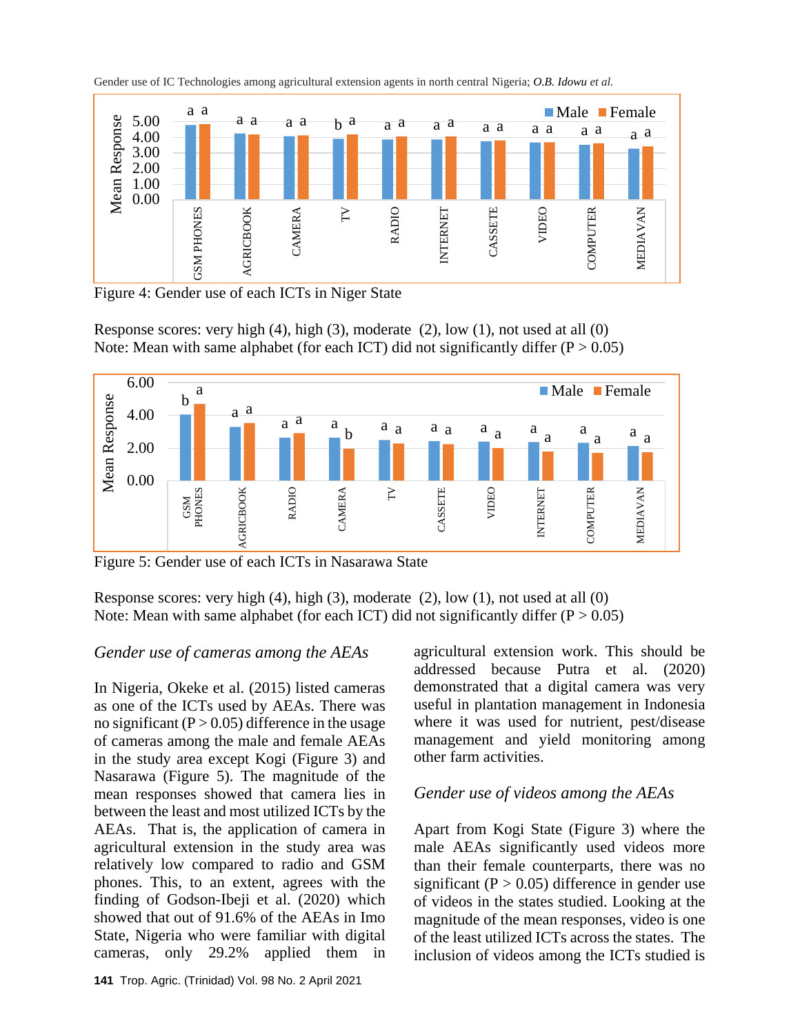Figure 4: Gender use of each ICTs in Niger State

Response scores: very high (4), high (3), moderate (2), low (1), not used at all (0)
Note: Mean with same alphabet (for each ICT) did not significantly differ (P > 0.05)

Figure 5: Gender use of each ICTs in Nasarawa State

Response scores: very high (4), high (3), moderate (2), low (1), not used at all (0)
Note: Mean with same alphabet (for each ICT) did not significantly differ (P > 0.05)

### *Gender use of cameras among the AEAs*

In Nigeria, Okeke et al. (2015) listed cameras as one of the ICTs used by AEAs. There was no significant (P > 0.05) difference in the usage of cameras among the male and female AEAs in the study area except Kogi (Figure 3) and Nasarawa (Figure 5). The magnitude of the mean responses showed that camera lies in between the least and most utilized ICTs by the AEAs. That is, the application of camera in agricultural extension in the study area was relatively low compared to radio and GSM phones. This, to an extent, agrees with the finding of Godson-Ibeji et al. (2020) which showed that out of 91.6% of the AEAs in Imo State, Nigeria who were familiar with digital cameras, only 29.2% applied them in agricultural extension work. This should be addressed because Putra et al. (2020) demonstrated that a digital camera was very useful in plantation management in Indonesia where it was used for nutrient, pest/disease management and yield monitoring among other farm activities.

### *Gender use of videos among the AEAs*

Apart from Kogi State (Figure 3) where the male AEAs significantly used videos more than their female counterparts, there was no significant (P > 0.05) difference in gender use of videos in the states studied. Looking at the magnitude of the mean responses, video is one of the least utilized ICTs across the states. The inclusion of videos among the ICTs studied is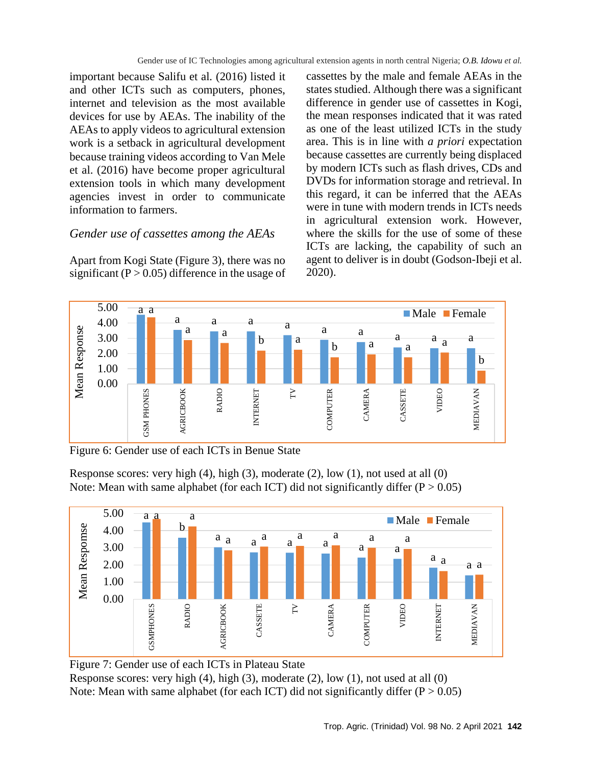important because Salifu et al. (2016) listed it and other ICTs such as computers, phones, internet and television as the most available devices for use by AEAs. The inability of the AEAs to apply videos to agricultural extension work is a setback in agricultural development because training videos according to Van Mele et al. (2016) have become proper agricultural extension tools in which many development agencies invest in order to communicate information to farmers.

### *Gender use of cassettes among the AEAs*

Apart from Kogi State (Figure 3), there was no significant (P > 0.05) difference in the usage of cassettes by the male and female AEAs in the states studied. Although there was a significant difference in gender use of cassettes in Kogi, the mean responses indicated that it was rated as one of the least utilized ICTs in the study area. This is in line with *a priori* expectation because cassettes are currently being displaced by modern ICTs such as flash drives, CDs and DVDs for information storage and retrieval. In this regard, it can be inferred that the AEAs were in tune with modern trends in ICTs needs in agricultural extension work. However, where the skills for the use of some of these ICTs are lacking, the capability of such an agent to deliver is in doubt (Godson-Ibeji et al. 2020).

Figure 6: Gender use of each ICTs in Benue State

Response scores: very high (4), high (3), moderate (2), low (1), not used at all (0)
Note: Mean with same alphabet (for each ICT) did not significantly differ (P > 0.05)

Figure 7: Gender use of each ICTs in Plateau State
Response scores: very high (4), high (3), moderate (2), low (1), not used at all (0)
Note: Mean with same alphabet (for each ICT) did not significantly differ (P > 0.05)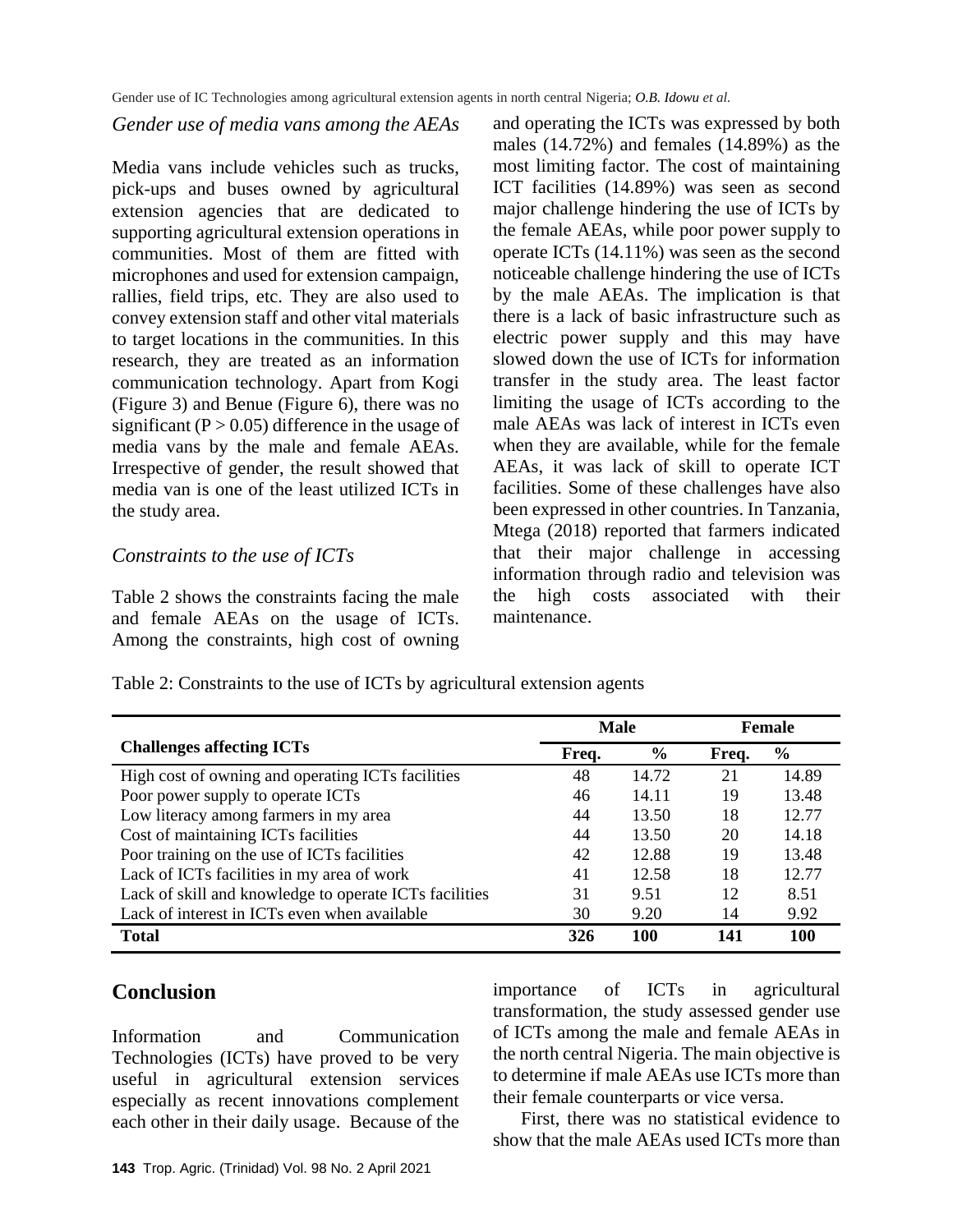*Gender use of media vans among the AEAs*

Media vans include vehicles such as trucks, pick-ups and buses owned by agricultural extension agencies that are dedicated to supporting agricultural extension operations in communities. Most of them are fitted with microphones and used for extension campaign, rallies, field trips, etc. They are also used to convey extension staff and other vital materials to target locations in the communities. In this research, they are treated as an information communication technology. Apart from Kogi (Figure 3) and Benue (Figure 6), there was no significant ($P > 0.05$) difference in the usage of media vans by the male and female AEAs. Irrespective of gender, the result showed that media van is one of the least utilized ICTs in the study area.

*Constraints to the use of ICTs*

Table 2 shows the constraints facing the male and female AEAs on the usage of ICTs. Among the constraints, high cost of owning and operating the ICTs was expressed by both males (14.72%) and females (14.89%) as the most limiting factor. The cost of maintaining ICT facilities (14.89%) was seen as second major challenge hindering the use of ICTs by the female AEAs, while poor power supply to operate ICTs (14.11%) was seen as the second noticeable challenge hindering the use of ICTs by the male AEAs. The implication is that there is a lack of basic infrastructure such as electric power supply and this may have slowed down the use of ICTs for information transfer in the study area. The least factor limiting the usage of ICTs according to the male AEAs was lack of interest in ICTs even when they are available, while for the female AEAs, it was lack of skill to operate ICT facilities. Some of these challenges have also been expressed in other countries. In Tanzania, Mtega (2018) reported that farmers indicated that their major challenge in accessing information through radio and television was the high costs associated with their maintenance.

Table 2: Constraints to the use of ICTs by agricultural extension agents

| Challenges affecting ICTs | Male | | Female | |
|---|---|---|---|---|
| | Freq. | % | Freq. | % |
| High cost of owning and operating ICTs facilities | 48 | 14.72 | 21 | 14.89 |
| Poor power supply to operate ICTs | 46 | 14.11 | 19 | 13.48 |
| Low literacy among farmers in my area | 44 | 13.50 | 18 | 12.77 |
| Cost of maintaining ICTs facilities | 44 | 13.50 | 20 | 14.18 |
| Poor training on the use of ICTs facilities | 42 | 12.88 | 19 | 13.48 |
| Lack of ICTs facilities in my area of work | 41 | 12.58 | 18 | 12.77 |
| Lack of skill and knowledge to operate ICTs facilities | 31 | 9.51 | 12 | 8.51 |
| Lack of interest in ICTs even when available | 30 | 9.20 | 14 | 9.92 |
| **Total** | **326** | **100** | **141** | **100** |

## Conclusion

Information and Communication Technologies (ICTs) have proved to be very useful in agricultural extension services especially as recent innovations complement each other in their daily usage. Because of the importance of ICTs in agricultural transformation, the study assessed gender use of ICTs among the male and female AEAs in the north central Nigeria. The main objective is to determine if male AEAs use ICTs more than their female counterparts or vice versa.

First, there was no statistical evidence to show that the male AEAs used ICTs more than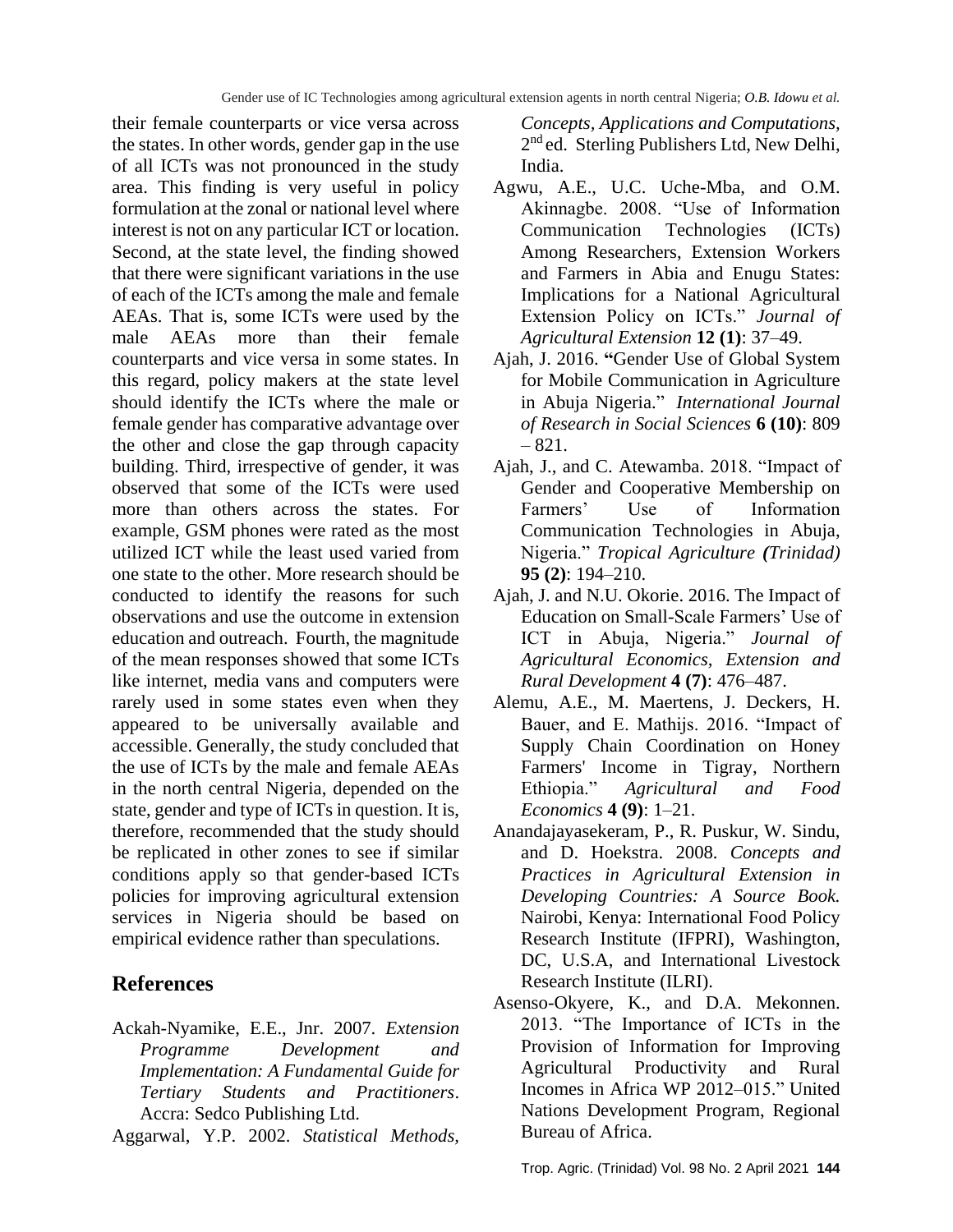their female counterparts or vice versa across the states. In other words, gender gap in the use of all ICTs was not pronounced in the study area. This finding is very useful in policy formulation at the zonal or national level where interest is not on any particular ICT or location. Second, at the state level, the finding showed that there were significant variations in the use of each of the ICTs among the male and female AEAs. That is, some ICTs were used by the male AEAs more than their female counterparts and vice versa in some states. In this regard, policy makers at the state level should identify the ICTs where the male or female gender has comparative advantage over the other and close the gap through capacity building. Third, irrespective of gender, it was observed that some of the ICTs were used more than others across the states. For example, GSM phones were rated as the most utilized ICT while the least used varied from one state to the other. More research should be conducted to identify the reasons for such observations and use the outcome in extension education and outreach. Fourth, the magnitude of the mean responses showed that some ICTs like internet, media vans and computers were rarely used in some states even when they appeared to be universally available and accessible. Generally, the study concluded that the use of ICTs by the male and female AEAs in the north central Nigeria, depended on the state, gender and type of ICTs in question. It is, therefore, recommended that the study should be replicated in other zones to see if similar conditions apply so that gender-based ICTs policies for improving agricultural extension services in Nigeria should be based on empirical evidence rather than speculations.

## References

Ackah-Nyamike, E.E., Jnr. 2007. *Extension Programme Development and Implementation: A Fundamental Guide for Tertiary Students and Practitioners*. Accra: Sedco Publishing Ltd.

Aggarwal, Y.P. 2002. *Statistical Methods, Concepts, Applications and Computations*, 2nd ed. Sterling Publishers Ltd, New Delhi, India.

Agwu, A.E., U.C. Uche-Mba, and O.M. Akinnagbe. 2008. "Use of Information Communication Technologies (ICTs) Among Researchers, Extension Workers and Farmers in Abia and Enugu States: Implications for a National Agricultural Extension Policy on ICTs." *Journal of Agricultural Extension* **12 (1)**: 37–49.

Ajah, J. 2016. **"**Gender Use of Global System for Mobile Communication in Agriculture in Abuja Nigeria." *International Journal of Research in Social Sciences* **6 (10)**: 809 – 821.

Ajah, J., and C. Atewamba. 2018. "Impact of Gender and Cooperative Membership on Farmers' Use of Information Communication Technologies in Abuja, Nigeria." *Tropical Agriculture (Trinidad)* **95 (2)**: 194–210.

Ajah, J. and N.U. Okorie. 2016. The Impact of Education on Small-Scale Farmers' Use of ICT in Abuja, Nigeria." *Journal of Agricultural Economics, Extension and Rural Development* **4 (7)**: 476–487.

Alemu, A.E., M. Maertens, J. Deckers, H. Bauer, and E. Mathijs. 2016. "Impact of Supply Chain Coordination on Honey Farmers' Income in Tigray, Northern Ethiopia." *Agricultural and Food Economics* **4 (9)**: 1–21.

Anandajayasekeram, P., R. Puskur, W. Sindu, and D. Hoekstra. 2008. *Concepts and Practices in Agricultural Extension in Developing Countries: A Source Book.* Nairobi, Kenya: International Food Policy Research Institute (IFPRI), Washington, DC, U.S.A, and International Livestock Research Institute (ILRI).

Asenso-Okyere, K., and D.A. Mekonnen. 2013. "The Importance of ICTs in the Provision of Information for Improving Agricultural Productivity and Rural Incomes in Africa WP 2012–015." United Nations Development Program, Regional Bureau of Africa.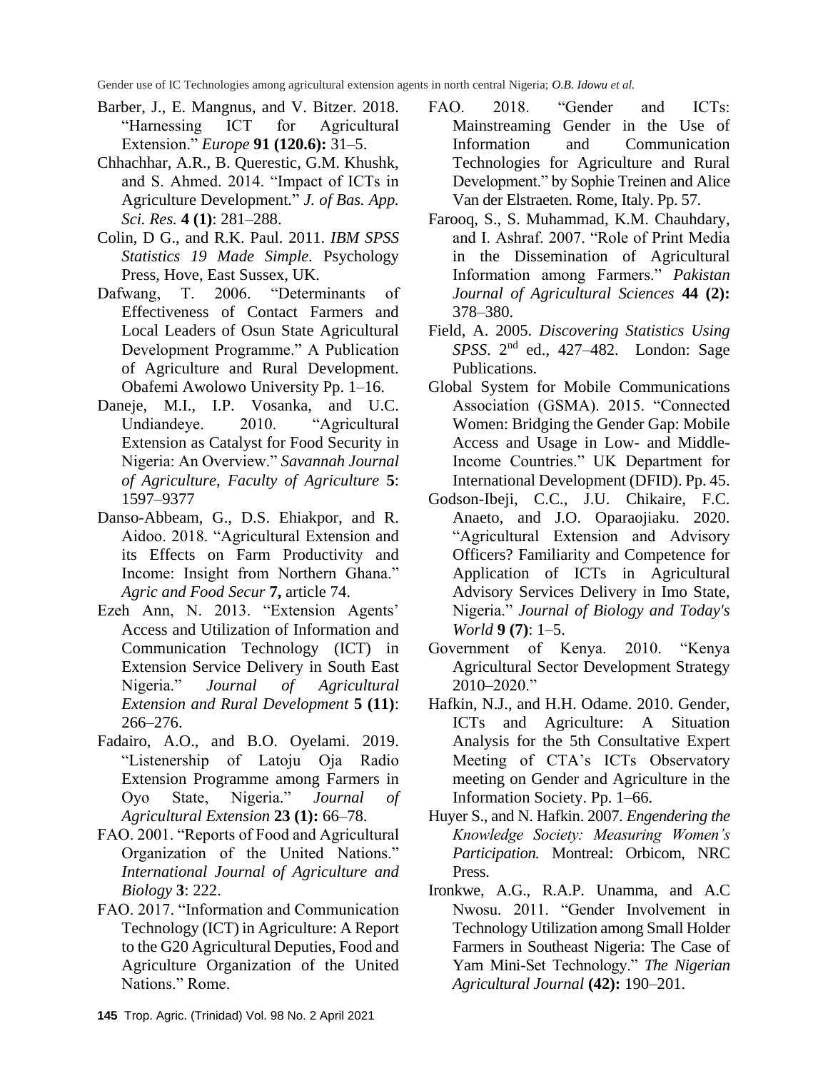Barber, J., E. Mangnus, and V. Bitzer. 2018. "Harnessing ICT for Agricultural Extension." *Europe* **91 (120.6):** 31–5.

Chhachhar, A.R., B. Querestic, G.M. Khushk, and S. Ahmed. 2014. "Impact of ICTs in Agriculture Development." *J. of Bas. App. Sci. Res.* **4 (1)**: 281–288.

Colin, D G., and R.K. Paul. 2011. *IBM SPSS Statistics 19 Made Simple.* Psychology Press, Hove, East Sussex, UK.

Dafwang, T. 2006. "Determinants of Effectiveness of Contact Farmers and Local Leaders of Osun State Agricultural Development Programme." A Publication of Agriculture and Rural Development. Obafemi Awolowo University Pp. 1–16.

Daneje, M.I., I.P. Vosanka, and U.C. Undiandeye. 2010. "Agricultural Extension as Catalyst for Food Security in Nigeria: An Overview." *Savannah Journal of Agriculture, Faculty of Agriculture* **5**: 1597–9377

Danso-Abbeam, G., D.S. Ehiakpor, and R. Aidoo. 2018. "Agricultural Extension and its Effects on Farm Productivity and Income: Insight from Northern Ghana." *Agric and Food Secur* **7,** article 74.

Ezeh Ann, N. 2013. "Extension Agents' Access and Utilization of Information and Communication Technology (ICT) in Extension Service Delivery in South East Nigeria." *Journal of Agricultural Extension and Rural Development* **5 (11)**: 266–276.

Fadairo, A.O., and B.O. Oyelami. 2019. "Listenership of Latoju Oja Radio Extension Programme among Farmers in Oyo State, Nigeria." *Journal of Agricultural Extension* **23 (1):** 66–78.

FAO. 2001. "Reports of Food and Agricultural Organization of the United Nations." *International Journal of Agriculture and Biology* **3**: 222.

FAO. 2017. "Information and Communication Technology (ICT) in Agriculture: A Report to the G20 Agricultural Deputies, Food and Agriculture Organization of the United Nations." Rome.

FAO. 2018. "Gender and ICTs: Mainstreaming Gender in the Use of Information and Communication Technologies for Agriculture and Rural Development." by Sophie Treinen and Alice Van der Elstraeten. Rome, Italy. Pp. 57.

Farooq, S., S. Muhammad, K.M. Chauhdary, and I. Ashraf. 2007. "Role of Print Media in the Dissemination of Agricultural Information among Farmers." *Pakistan Journal of Agricultural Sciences* **44 (2):** 378–380.

Field, A. 2005. *Discovering Statistics Using SPSS.* 2nd ed., 427–482. London: Sage Publications.

Global System for Mobile Communications Association (GSMA). 2015. "Connected Women: Bridging the Gender Gap: Mobile Access and Usage in Low- and Middle-Income Countries." UK Department for International Development (DFID). Pp. 45.

Godson-Ibeji, C.C., J.U. Chikaire, F.C. Anaeto, and J.O. Oparaojiaku. 2020. "Agricultural Extension and Advisory Officers? Familiarity and Competence for Application of ICTs in Agricultural Advisory Services Delivery in Imo State, Nigeria." *Journal of Biology and Today's World* **9 (7)**: 1–5.

Government of Kenya. 2010. "Kenya Agricultural Sector Development Strategy 2010–2020."

Hafkin, N.J., and H.H. Odame. 2010. Gender, ICTs and Agriculture: A Situation Analysis for the 5th Consultative Expert Meeting of CTA's ICTs Observatory meeting on Gender and Agriculture in the Information Society. Pp. 1–66.

Huyer S., and N. Hafkin. 2007. *Engendering the Knowledge Society: Measuring Women's Participation.* Montreal: Orbicom, NRC Press.

Ironkwe, A.G., R.A.P. Unamma, and A.C Nwosu. 2011. "Gender Involvement in Technology Utilization among Small Holder Farmers in Southeast Nigeria: The Case of Yam Mini-Set Technology." *The Nigerian Agricultural Journal* **(42):** 190–201.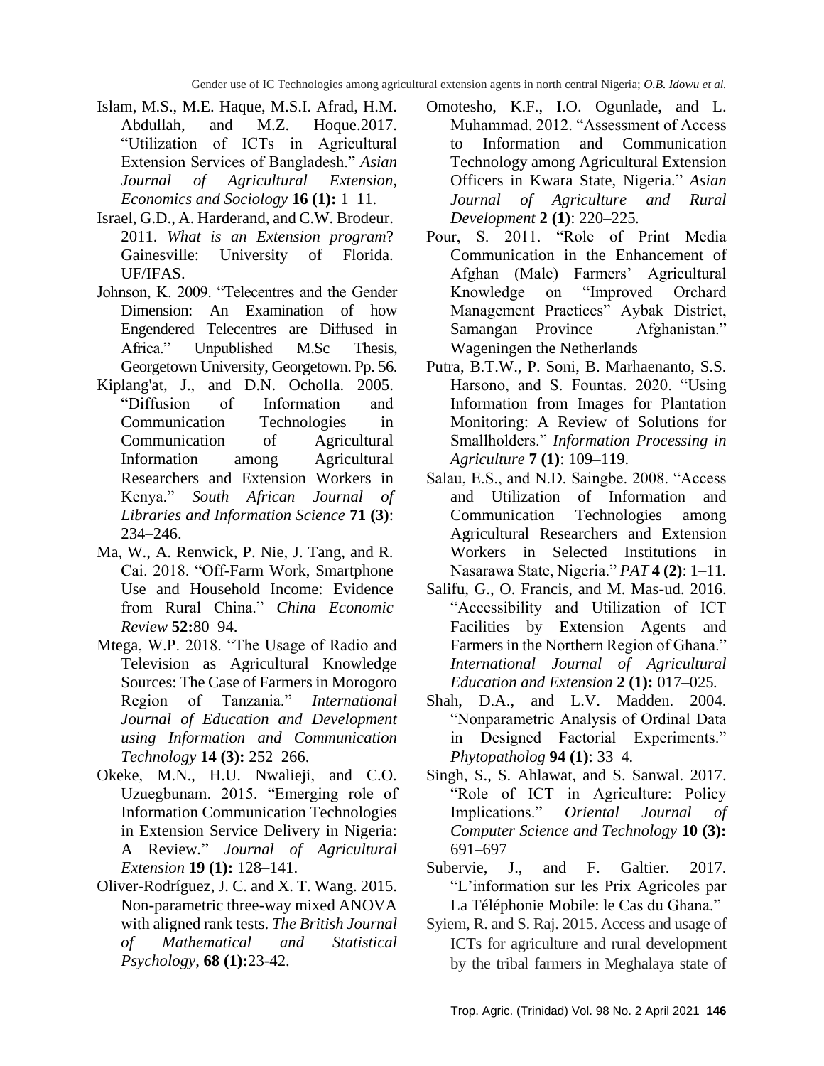Islam, M.S., M.E. Haque, M.S.I. Afrad, H.M. Abdullah, and M.Z. Hoque.2017. "Utilization of ICTs in Agricultural Extension Services of Bangladesh." *Asian Journal of Agricultural Extension, Economics and Sociology* **16 (1):** 1–11.

Israel, G.D., A. Harderand, and C.W. Brodeur. 2011. *What is an Extension program*? Gainesville: University of Florida. UF/IFAS.

Johnson, K. 2009. "Telecentres and the Gender Dimension: An Examination of how Engendered Telecentres are Diffused in Africa." Unpublished M.Sc Thesis, Georgetown University, Georgetown. Pp. 56.

Kiplang'at, J., and D.N. Ocholla. 2005. "Diffusion of Information and Communication Technologies in Communication of Agricultural Information among Agricultural Researchers and Extension Workers in Kenya." *South African Journal of Libraries and Information Science* **71 (3)**: 234–246.

Ma, W., A. Renwick, P. Nie, J. Tang, and R. Cai. 2018. "Off-Farm Work, Smartphone Use and Household Income: Evidence from Rural China." *China Economic Review* **52:**80–94.

Mtega, W.P. 2018. "The Usage of Radio and Television as Agricultural Knowledge Sources: The Case of Farmers in Morogoro Region of Tanzania." *International Journal of Education and Development using Information and Communication Technology* **14 (3):** 252–266.

Okeke, M.N., H.U. Nwalieji, and C.O. Uzuegbunam. 2015. "Emerging role of Information Communication Technologies in Extension Service Delivery in Nigeria: A Review." *Journal of Agricultural Extension* **19 (1):** 128–141.

Oliver-Rodríguez, J. C. and X. T. Wang. 2015. Non-parametric three-way mixed ANOVA with aligned rank tests. *The British Journal of Mathematical and Statistical Psychology*, **68 (1):**23-42.

Omotesho, K.F., I.O. Ogunlade, and L. Muhammad. 2012. "Assessment of Access to Information and Communication Technology among Agricultural Extension Officers in Kwara State, Nigeria." *Asian Journal of Agriculture and Rural Development* **2 (1)**: 220–225.

Pour, S. 2011. "Role of Print Media Communication in the Enhancement of Afghan (Male) Farmers' Agricultural Knowledge on "Improved Orchard Management Practices" Aybak District, Samangan Province – Afghanistan." Wageningen the Netherlands

Putra, B.T.W., P. Soni, B. Marhaenanto, S.S. Harsono, and S. Fountas. 2020. "Using Information from Images for Plantation Monitoring: A Review of Solutions for Smallholders." *Information Processing in Agriculture* **7 (1)**: 109–119.

Salau, E.S., and N.D. Saingbe. 2008. "Access and Utilization of Information and Communication Technologies among Agricultural Researchers and Extension Workers in Selected Institutions in Nasarawa State, Nigeria." *PAT* **4 (2)**: 1–11.

Salifu, G., O. Francis, and M. Mas-ud. 2016. "Accessibility and Utilization of ICT Facilities by Extension Agents and Farmers in the Northern Region of Ghana." *International Journal of Agricultural Education and Extension* **2 (1):** 017–025.

Shah, D.A., and L.V. Madden. 2004. "Nonparametric Analysis of Ordinal Data in Designed Factorial Experiments." *Phytopatholog* **94 (1)**: 33–4.

Singh, S., S. Ahlawat, and S. Sanwal. 2017. "Role of ICT in Agriculture: Policy Implications." *Oriental Journal of Computer Science and Technology* **10 (3):** 691–697

Subervie, J., and F. Galtier. 2017. "L'information sur les Prix Agricoles par La Téléphonie Mobile: le Cas du Ghana."

Syiem, R. and S. Raj. 2015. Access and usage of ICTs for agriculture and rural development by the tribal farmers in Meghalaya state of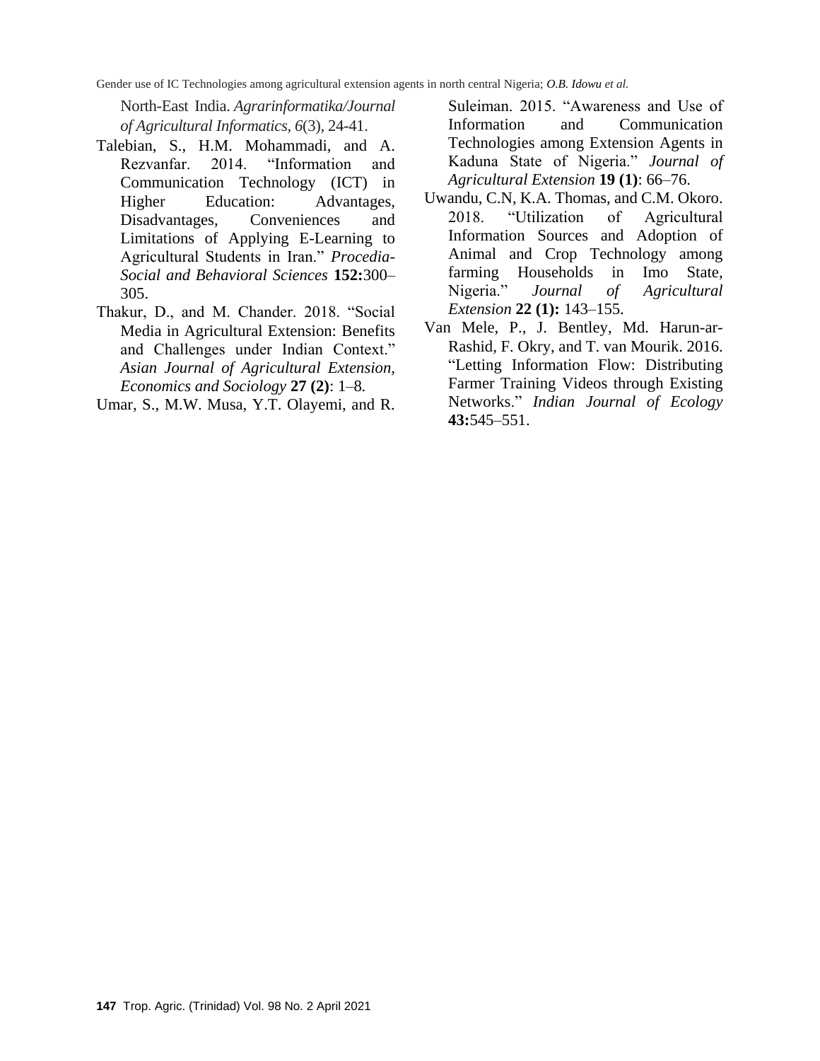North-East India. *Agrarinformatika/Journal of Agricultural Informatics*, *6*(3), 24-41.

Talebian, S., H.M. Mohammadi, and A. Rezvanfar. 2014. "Information and Communication Technology (ICT) in Higher Education: Advantages, Disadvantages, Conveniences and Limitations of Applying E-Learning to Agricultural Students in Iran." *Procedia-Social and Behavioral Sciences* **152:**300–305.

Thakur, D., and M. Chander. 2018. "Social Media in Agricultural Extension: Benefits and Challenges under Indian Context." *Asian Journal of Agricultural Extension, Economics and Sociology* **27 (2)**: 1–8.

Umar, S., M.W. Musa, Y.T. Olayemi, and R. Suleiman. 2015. "Awareness and Use of Information and Communication Technologies among Extension Agents in Kaduna State of Nigeria." *Journal of Agricultural Extension* **19 (1)**: 66–76.

Uwandu, C.N, K.A. Thomas, and C.M. Okoro. 2018. "Utilization of Agricultural Information Sources and Adoption of Animal and Crop Technology among farming Households in Imo State, Nigeria." *Journal of Agricultural Extension* **22 (1):** 143–155.

Van Mele, P., J. Bentley, Md. Harun-ar-Rashid, F. Okry, and T. van Mourik. 2016. "Letting Information Flow: Distributing Farmer Training Videos through Existing Networks." *Indian Journal of Ecology* **43:**545–551.